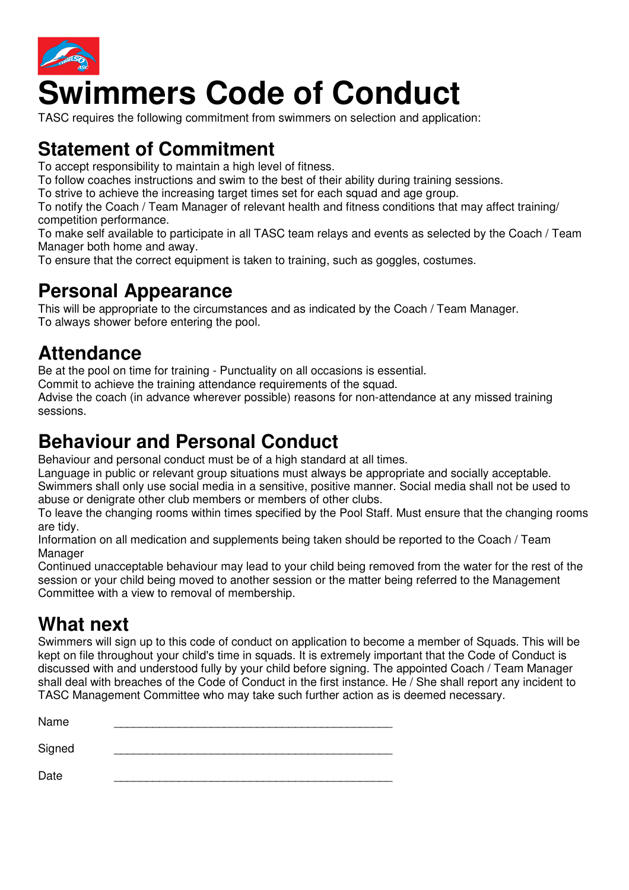# Swimmers Code of Conduct

TASC requires the following commitment from swimmers on selection and application:

## Statement of Commitment

To accept responsibility to maintain a high level of fitness.
To follow coaches instructions and swim to the best of their ability during training sessions.
To strive to achieve the increasing target times set for each squad and age group.
To notify the Coach / Team Manager of relevant health and fitness conditions that may affect training/ competition performance.
To make self available to participate in all TASC team relays and events as selected by the Coach / Team Manager both home and away.
To ensure that the correct equipment is taken to training, such as goggles, costumes.

## Personal Appearance

This will be appropriate to the circumstances and as indicated by the Coach / Team Manager.
To always shower before entering the pool.

## Attendance

Be at the pool on time for training - Punctuality on all occasions is essential.
Commit to achieve the training attendance requirements of the squad.
Advise the coach (in advance wherever possible) reasons for non-attendance at any missed training sessions.

## Behaviour and Personal Conduct

Behaviour and personal conduct must be of a high standard at all times.
Language in public or relevant group situations must always be appropriate and socially acceptable.
Swimmers shall only use social media in a sensitive, positive manner. Social media shall not be used to abuse or denigrate other club members or members of other clubs.
To leave the changing rooms within times specified by the Pool Staff. Must ensure that the changing rooms are tidy.
Information on all medication and supplements being taken should be reported to the Coach / Team Manager
Continued unacceptable behaviour may lead to your child being removed from the water for the rest of the session or your child being moved to another session or the matter being referred to the Management Committee with a view to removal of membership.

## What next

Swimmers will sign up to this code of conduct on application to become a member of Squads. This will be kept on file throughout your child's time in squads. It is extremely important that the Code of Conduct is discussed with and understood fully by your child before signing. The appointed Coach / Team Manager shall deal with breaches of the Code of Conduct in the first instance. He / She shall report any incident to TASC Management Committee who may take such further action as is deemed necessary.

Name ____________________________________________

Signed ____________________________________________

Date ____________________________________________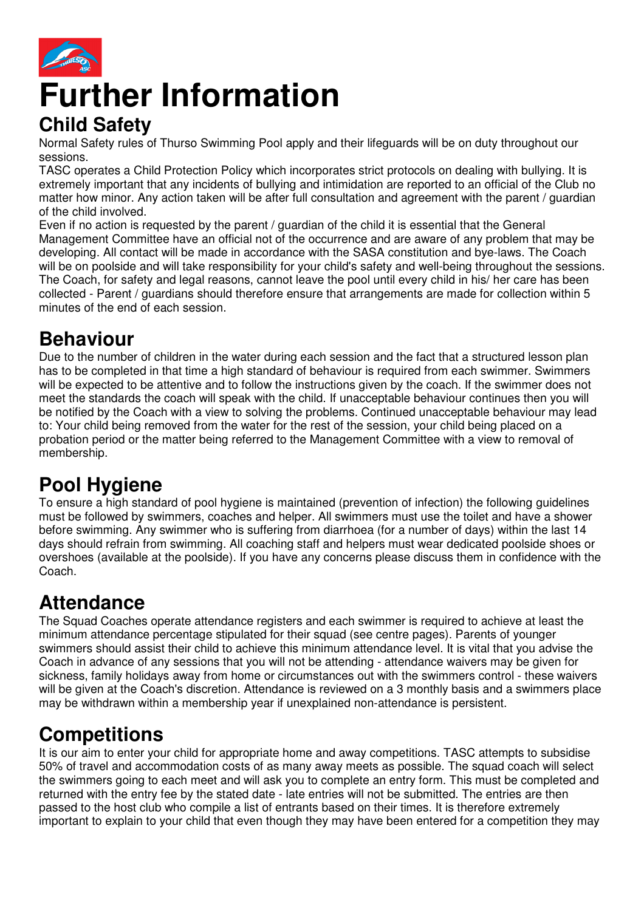# Further Information

## Child Safety

Normal Safety rules of Thurso Swimming Pool apply and their lifeguards will be on duty throughout our sessions.

TASC operates a Child Protection Policy which incorporates strict protocols on dealing with bullying. It is extremely important that any incidents of bullying and intimidation are reported to an official of the Club no matter how minor. Any action taken will be after full consultation and agreement with the parent / guardian of the child involved.

Even if no action is requested by the parent / guardian of the child it is essential that the General Management Committee have an official not of the occurrence and are aware of any problem that may be developing. All contact will be made in accordance with the SASA constitution and bye-laws. The Coach will be on poolside and will take responsibility for your child's safety and well-being throughout the sessions. The Coach, for safety and legal reasons, cannot leave the pool until every child in his/ her care has been collected - Parent / guardians should therefore ensure that arrangements are made for collection within 5 minutes of the end of each session.

## Behaviour

Due to the number of children in the water during each session and the fact that a structured lesson plan has to be completed in that time a high standard of behaviour is required from each swimmer. Swimmers will be expected to be attentive and to follow the instructions given by the coach. If the swimmer does not meet the standards the coach will speak with the child. If unacceptable behaviour continues then you will be notified by the Coach with a view to solving the problems. Continued unacceptable behaviour may lead to: Your child being removed from the water for the rest of the session, your child being placed on a probation period or the matter being referred to the Management Committee with a view to removal of membership.

## Pool Hygiene

To ensure a high standard of pool hygiene is maintained (prevention of infection) the following guidelines must be followed by swimmers, coaches and helper. All swimmers must use the toilet and have a shower before swimming. Any swimmer who is suffering from diarrhoea (for a number of days) within the last 14 days should refrain from swimming. All coaching staff and helpers must wear dedicated poolside shoes or overshoes (available at the poolside). If you have any concerns please discuss them in confidence with the Coach.

## Attendance

The Squad Coaches operate attendance registers and each swimmer is required to achieve at least the minimum attendance percentage stipulated for their squad (see centre pages). Parents of younger swimmers should assist their child to achieve this minimum attendance level. It is vital that you advise the Coach in advance of any sessions that you will not be attending - attendance waivers may be given for sickness, family holidays away from home or circumstances out with the swimmers control - these waivers will be given at the Coach's discretion. Attendance is reviewed on a 3 monthly basis and a swimmers place may be withdrawn within a membership year if unexplained non-attendance is persistent.

## Competitions

It is our aim to enter your child for appropriate home and away competitions. TASC attempts to subsidise 50% of travel and accommodation costs of as many away meets as possible. The squad coach will select the swimmers going to each meet and will ask you to complete an entry form. This must be completed and returned with the entry fee by the stated date - late entries will not be submitted. The entries are then passed to the host club who compile a list of entrants based on their times. It is therefore extremely important to explain to your child that even though they may have been entered for a competition they may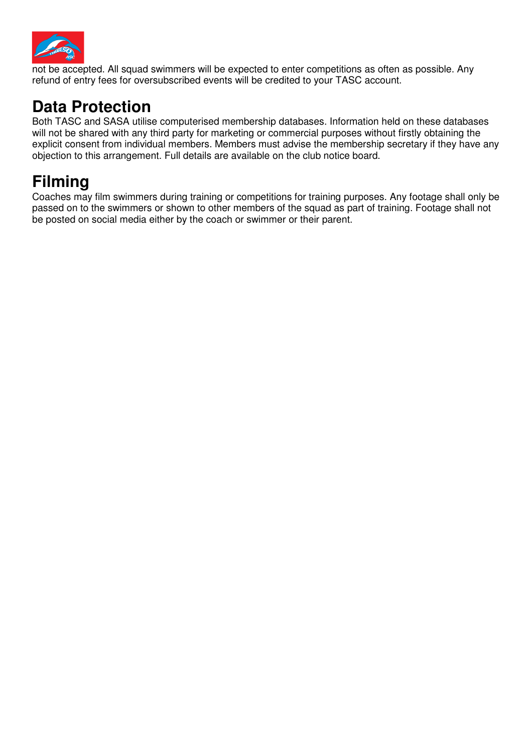not be accepted. All squad swimmers will be expected to enter competitions as often as possible. Any refund of entry fees for oversubscribed events will be credited to your TASC account.

## Data Protection

Both TASC and SASA utilise computerised membership databases. Information held on these databases will not be shared with any third party for marketing or commercial purposes without firstly obtaining the explicit consent from individual members. Members must advise the membership secretary if they have any objection to this arrangement. Full details are available on the club notice board.

## Filming

Coaches may film swimmers during training or competitions for training purposes. Any footage shall only be passed on to the swimmers or shown to other members of the squad as part of training. Footage shall not be posted on social media either by the coach or swimmer or their parent.